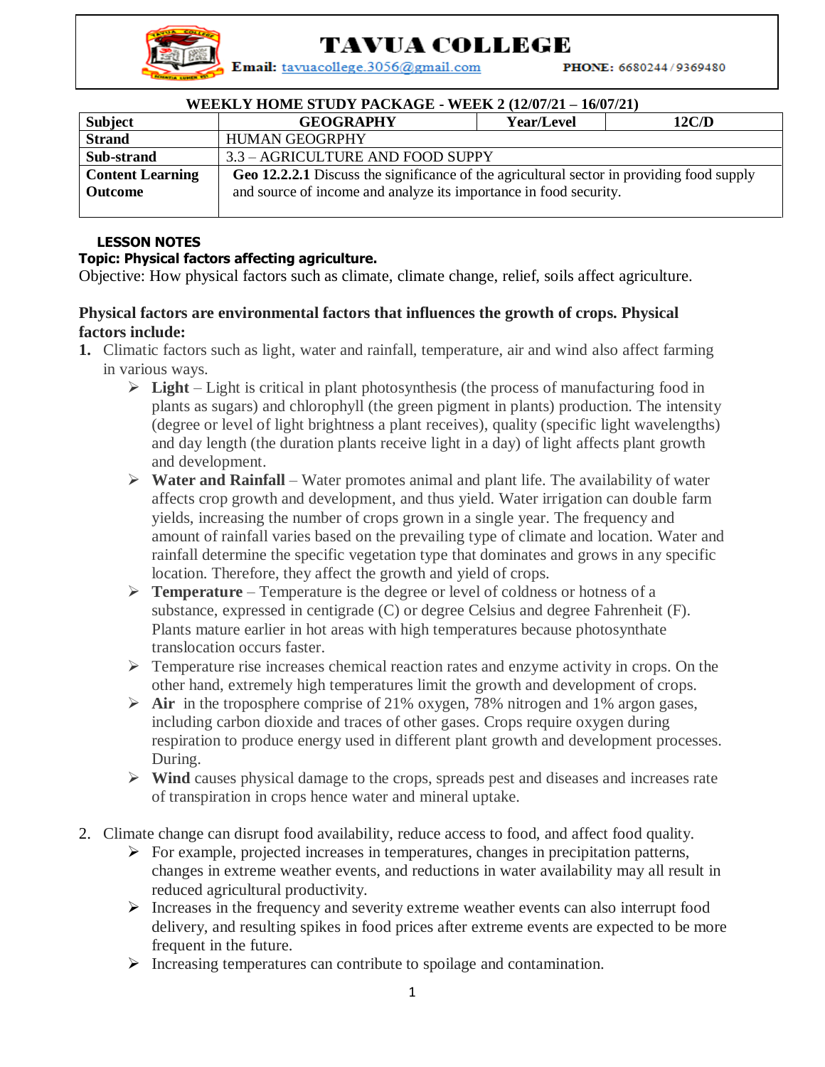# TAVUA COLLEGE

**Email:** tavuacollege.3056@gmail.com **PHONE:** 6680244 / 9369480

**WEEKLY HOME STUDY PACKAGE - WEEK 2 (12/07/21 – 16/07/21)**

| **Subject** | **GEOGRAPHY** | **Year/Level** | **12C/D** |
|---|---|---|---|
| **Strand** | HUMAN GEOGRPHY | | |
| **Sub-strand** | 3.3 – AGRICULTURE AND FOOD SUPPY | | |
| **Content Learning Outcome** | **Geo 12.2.2.1** Discuss the significance of the agricultural sector in providing food supply and source of income and analyze its importance in food security. | | |

**LESSON NOTES**

**Topic: Physical factors affecting agriculture.**

Objective: How physical factors such as climate, climate change, relief, soils affect agriculture.

**Physical factors are environmental factors that influences the growth of crops. Physical factors include:**

1. Climatic factors such as light, water and rainfall, temperature, air and wind also affect farming in various ways.
   - **Light** – Light is critical in plant photosynthesis (the process of manufacturing food in plants as sugars) and chlorophyll (the green pigment in plants) production. The intensity (degree or level of light brightness a plant receives), quality (specific light wavelengths) and day length (the duration plants receive light in a day) of light affects plant growth and development.
   - **Water and Rainfall** – Water promotes animal and plant life. The availability of water affects crop growth and development, and thus yield. Water irrigation can double farm yields, increasing the number of crops grown in a single year. The frequency and amount of rainfall varies based on the prevailing type of climate and location. Water and rainfall determine the specific vegetation type that dominates and grows in any specific location. Therefore, they affect the growth and yield of crops.
   - **Temperature** – Temperature is the degree or level of coldness or hotness of a substance, expressed in centigrade (C) or degree Celsius and degree Fahrenheit (F). Plants mature earlier in hot areas with high temperatures because photosynthate translocation occurs faster.
   - Temperature rise increases chemical reaction rates and enzyme activity in crops. On the other hand, extremely high temperatures limit the growth and development of crops.
   - **Air** in the troposphere comprise of 21% oxygen, 78% nitrogen and 1% argon gases, including carbon dioxide and traces of other gases. Crops require oxygen during respiration to produce energy used in different plant growth and development processes. During.
   - **Wind** causes physical damage to the crops, spreads pest and diseases and increases rate of transpiration in crops hence water and mineral uptake.

2. Climate change can disrupt food availability, reduce access to food, and affect food quality.
   - For example, projected increases in temperatures, changes in precipitation patterns, changes in extreme weather events, and reductions in water availability may all result in reduced agricultural productivity.
   - Increases in the frequency and severity extreme weather events can also interrupt food delivery, and resulting spikes in food prices after extreme events are expected to be more frequent in the future.
   - Increasing temperatures can contribute to spoilage and contamination.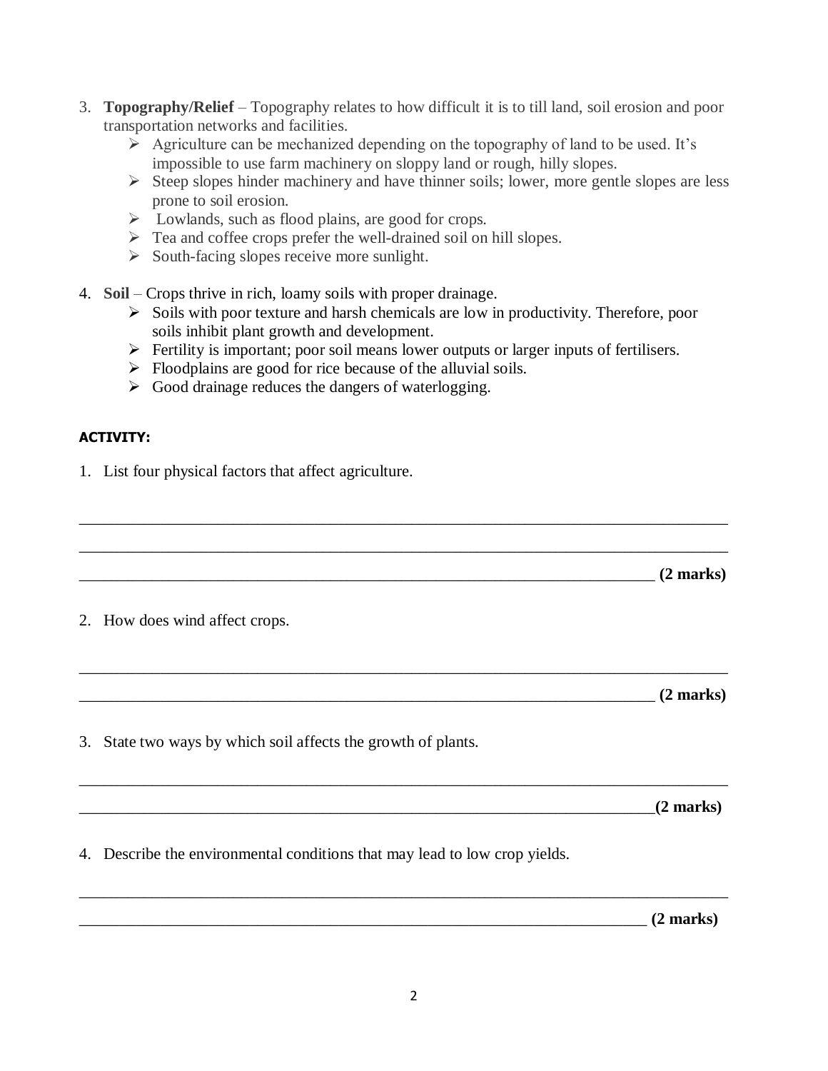3. **Topography/Relief** – Topography relates to how difficult it is to till land, soil erosion and poor transportation networks and facilities.
   - Agriculture can be mechanized depending on the topography of land to be used. It's impossible to use farm machinery on sloppy land or rough, hilly slopes.
   - Steep slopes hinder machinery and have thinner soils; lower, more gentle slopes are less prone to soil erosion.
   - Lowlands, such as flood plains, are good for crops.
   - Tea and coffee crops prefer the well-drained soil on hill slopes.
   - South-facing slopes receive more sunlight.

4. **Soil** – Crops thrive in rich, loamy soils with proper drainage.
   - Soils with poor texture and harsh chemicals are low in productivity. Therefore, poor soils inhibit plant growth and development.
   - Fertility is important; poor soil means lower outputs or larger inputs of fertilisers.
   - Floodplains are good for rice because of the alluvial soils.
   - Good drainage reduces the dangers of waterlogging.

**ACTIVITY:**

1. List four physical factors that affect agriculture.

______________________________________________________________________________

______________________________________________________________________________

___________________________________________________________________________ **(2 marks)**

2. How does wind affect crops.

______________________________________________________________________________

___________________________________________________________________________ **(2 marks)**

3. State two ways by which soil affects the growth of plants.

______________________________________________________________________________

___________________________________________________________________________**(2 marks)**

4. Describe the environmental conditions that may lead to low crop yields.

______________________________________________________________________________

___________________________________________________________________________ **(2 marks)**